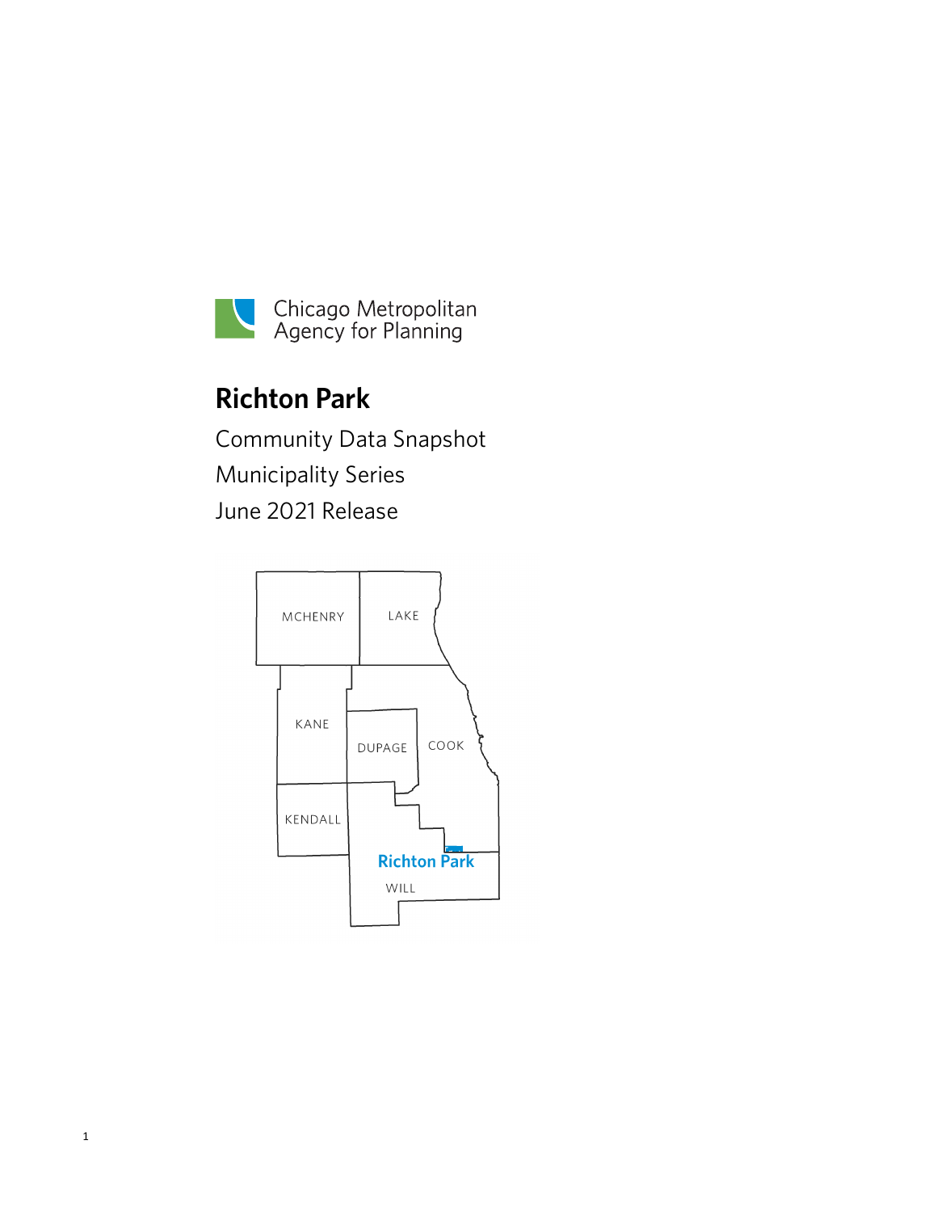Chicago Metropolitan Agency for Planning

# Richton Park

Community Data Snapshot

Municipality Series

June 2021 Release

MCHENRY LAKE KANE DUPAGE COOK KENDALL Richton Park WILL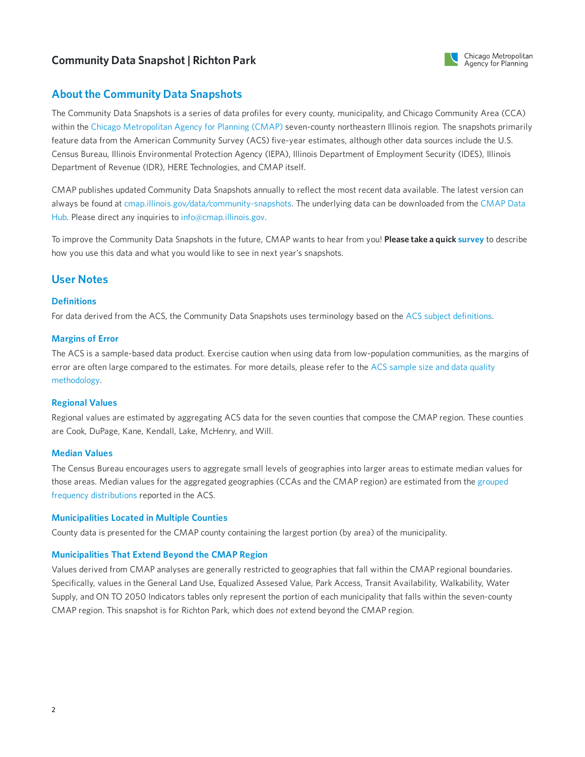## About the Community Data Snapshots

The Community Data Snapshots is a series of data profiles for every county, municipality, and Chicago Community Area (CCA) within the Chicago Metropolitan Agency for Planning (CMAP) seven-county northeastern Illinois region. The snapshots primarily feature data from the American Community Survey (ACS) five-year estimates, although other data sources include the U.S. Census Bureau, Illinois Environmental Protection Agency (IEPA), Illinois Department of Employment Security (IDES), Illinois Department of Revenue (IDR), HERE Technologies, and CMAP itself.

CMAP publishes updated Community Data Snapshots annually to reflect the most recent data available. The latest version can always be found at cmap.illinois.gov/data/community-snapshots. The underlying data can be downloaded from the CMAP Data Hub. Please direct any inquiries to info@cmap.illinois.gov.

To improve the Community Data Snapshots in the future, CMAP wants to hear from you! **Please take a quick survey** to describe how you use this data and what you would like to see in next year's snapshots.

## User Notes

### Definitions

For data derived from the ACS, the Community Data Snapshots uses terminology based on the ACS subject definitions.

### Margins of Error

The ACS is a sample-based data product. Exercise caution when using data from low-population communities, as the margins of error are often large compared to the estimates. For more details, please refer to the ACS sample size and data quality methodology.

### Regional Values

Regional values are estimated by aggregating ACS data for the seven counties that compose the CMAP region. These counties are Cook, DuPage, Kane, Kendall, Lake, McHenry, and Will.

### Median Values

The Census Bureau encourages users to aggregate small levels of geographies into larger areas to estimate median values for those areas. Median values for the aggregated geographies (CCAs and the CMAP region) are estimated from the grouped frequency distributions reported in the ACS.

### Municipalities Located in Multiple Counties

County data is presented for the CMAP county containing the largest portion (by area) of the municipality.

### Municipalities That Extend Beyond the CMAP Region

Values derived from CMAP analyses are generally restricted to geographies that fall within the CMAP regional boundaries. Specifically, values in the General Land Use, Equalized Assesed Value, Park Access, Transit Availability, Walkability, Water Supply, and ON TO 2050 Indicators tables only represent the portion of each municipality that falls within the seven-county CMAP region. This snapshot is for Richton Park, which does *not* extend beyond the CMAP region.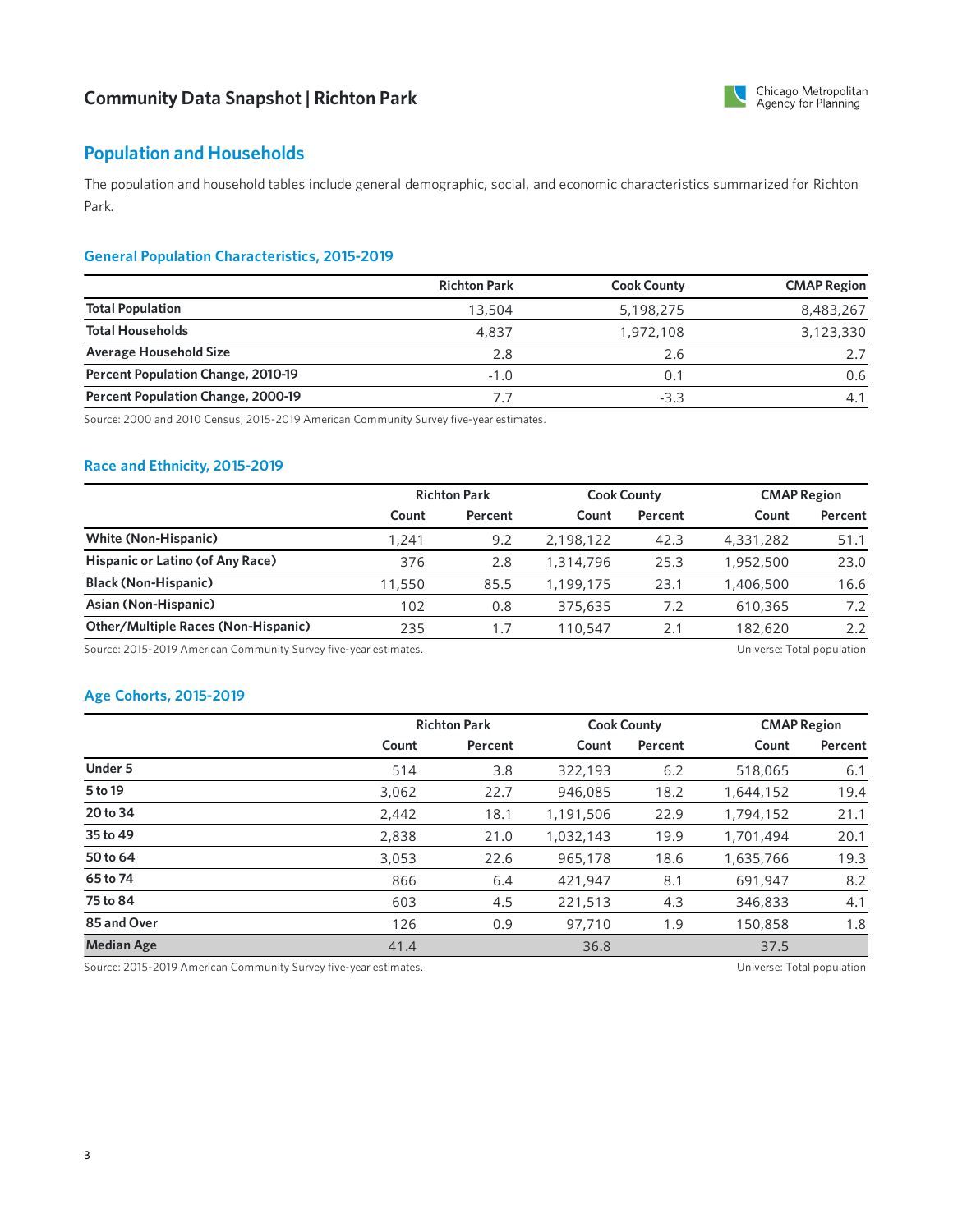## Population and Households

The population and household tables include general demographic, social, and economic characteristics summarized for Richton Park.

### General Population Characteristics, 2015-2019

| | Richton Park | Cook County | CMAP Region |
|---|---|---|---|
| **Total Population** | 13,504 | 5,198,275 | 8,483,267 |
| **Total Households** | 4,837 | 1,972,108 | 3,123,330 |
| **Average Household Size** | 2.8 | 2.6 | 2.7 |
| **Percent Population Change, 2010-19** | -1.0 | 0.1 | 0.6 |
| **Percent Population Change, 2000-19** | 7.7 | -3.3 | 4.1 |

Source: 2000 and 2010 Census, 2015-2019 American Community Survey five-year estimates.

### Race and Ethnicity, 2015-2019

| | Richton Park | | Cook County | | CMAP Region | |
|---|---|---|---|---|---|---|
| | Count | Percent | Count | Percent | Count | Percent |
| **White (Non-Hispanic)** | 1,241 | 9.2 | 2,198,122 | 42.3 | 4,331,282 | 51.1 |
| **Hispanic or Latino (of Any Race)** | 376 | 2.8 | 1,314,796 | 25.3 | 1,952,500 | 23.0 |
| **Black (Non-Hispanic)** | 11,550 | 85.5 | 1,199,175 | 23.1 | 1,406,500 | 16.6 |
| **Asian (Non-Hispanic)** | 102 | 0.8 | 375,635 | 7.2 | 610,365 | 7.2 |
| **Other/Multiple Races (Non-Hispanic)** | 235 | 1.7 | 110,547 | 2.1 | 182,620 | 2.2 |

Source: 2015-2019 American Community Survey five-year estimates. Universe: Total population

### Age Cohorts, 2015-2019

| | Richton Park | | Cook County | | CMAP Region | |
|---|---|---|---|---|---|---|
| | Count | Percent | Count | Percent | Count | Percent |
| **Under 5** | 514 | 3.8 | 322,193 | 6.2 | 518,065 | 6.1 |
| **5 to 19** | 3,062 | 22.7 | 946,085 | 18.2 | 1,644,152 | 19.4 |
| **20 to 34** | 2,442 | 18.1 | 1,191,506 | 22.9 | 1,794,152 | 21.1 |
| **35 to 49** | 2,838 | 21.0 | 1,032,143 | 19.9 | 1,701,494 | 20.1 |
| **50 to 64** | 3,053 | 22.6 | 965,178 | 18.6 | 1,635,766 | 19.3 |
| **65 to 74** | 866 | 6.4 | 421,947 | 8.1 | 691,947 | 8.2 |
| **75 to 84** | 603 | 4.5 | 221,513 | 4.3 | 346,833 | 4.1 |
| **85 and Over** | 126 | 0.9 | 97,710 | 1.9 | 150,858 | 1.8 |
| **Median Age** | 41.4 | | 36.8 | | 37.5 | |

Source: 2015-2019 American Community Survey five-year estimates. Universe: Total population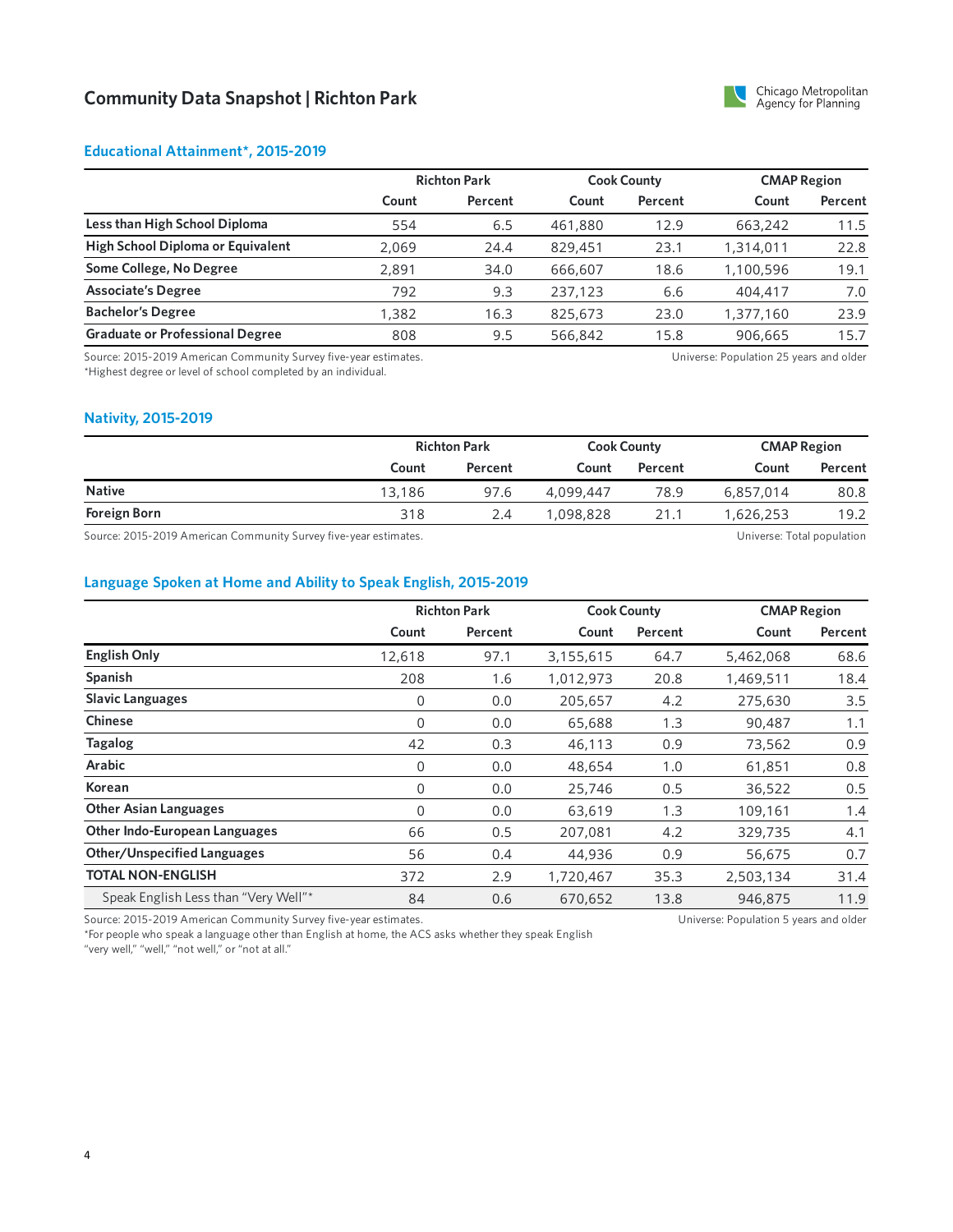# Community Data Snapshot | Richton Park

## Educational Attainment*, 2015-2019

| | Richton Park | | Cook County | | CMAP Region | |
|---|---|---|---|---|---|---|
| | Count | Percent | Count | Percent | Count | Percent |
| Less than High School Diploma | 554 | 6.5 | 461,880 | 12.9 | 663,242 | 11.5 |
| High School Diploma or Equivalent | 2,069 | 24.4 | 829,451 | 23.1 | 1,314,011 | 22.8 |
| Some College, No Degree | 2,891 | 34.0 | 666,607 | 18.6 | 1,100,596 | 19.1 |
| Associate's Degree | 792 | 9.3 | 237,123 | 6.6 | 404,417 | 7.0 |
| Bachelor's Degree | 1,382 | 16.3 | 825,673 | 23.0 | 1,377,160 | 23.9 |
| Graduate or Professional Degree | 808 | 9.5 | 566,842 | 15.8 | 906,665 | 15.7 |

Source: 2015-2019 American Community Survey five-year estimates.
*Highest degree or level of school completed by an individual.

Universe: Population 25 years and older

## Nativity, 2015-2019

| | Richton Park | | Cook County | | CMAP Region | |
|---|---|---|---|---|---|---|
| | Count | Percent | Count | Percent | Count | Percent |
| Native | 13,186 | 97.6 | 4,099,447 | 78.9 | 6,857,014 | 80.8 |
| Foreign Born | 318 | 2.4 | 1,098,828 | 21.1 | 1,626,253 | 19.2 |

Source: 2015-2019 American Community Survey five-year estimates.

Universe: Total population

## Language Spoken at Home and Ability to Speak English, 2015-2019

| | Richton Park | | Cook County | | CMAP Region | |
|---|---|---|---|---|---|---|
| | Count | Percent | Count | Percent | Count | Percent |
| English Only | 12,618 | 97.1 | 3,155,615 | 64.7 | 5,462,068 | 68.6 |
| Spanish | 208 | 1.6 | 1,012,973 | 20.8 | 1,469,511 | 18.4 |
| Slavic Languages | 0 | 0.0 | 205,657 | 4.2 | 275,630 | 3.5 |
| Chinese | 0 | 0.0 | 65,688 | 1.3 | 90,487 | 1.1 |
| Tagalog | 42 | 0.3 | 46,113 | 0.9 | 73,562 | 0.9 |
| Arabic | 0 | 0.0 | 48,654 | 1.0 | 61,851 | 0.8 |
| Korean | 0 | 0.0 | 25,746 | 0.5 | 36,522 | 0.5 |
| Other Asian Languages | 0 | 0.0 | 63,619 | 1.3 | 109,161 | 1.4 |
| Other Indo-European Languages | 66 | 0.5 | 207,081 | 4.2 | 329,735 | 4.1 |
| Other/Unspecified Languages | 56 | 0.4 | 44,936 | 0.9 | 56,675 | 0.7 |
| TOTAL NON-ENGLISH | 372 | 2.9 | 1,720,467 | 35.3 | 2,503,134 | 31.4 |
| Speak English Less than "Very Well"* | 84 | 0.6 | 670,652 | 13.8 | 946,875 | 11.9 |

Source: 2015-2019 American Community Survey five-year estimates.
*For people who speak a language other than English at home, the ACS asks whether they speak English "very well," "well," "not well," or "not at all."

Universe: Population 5 years and older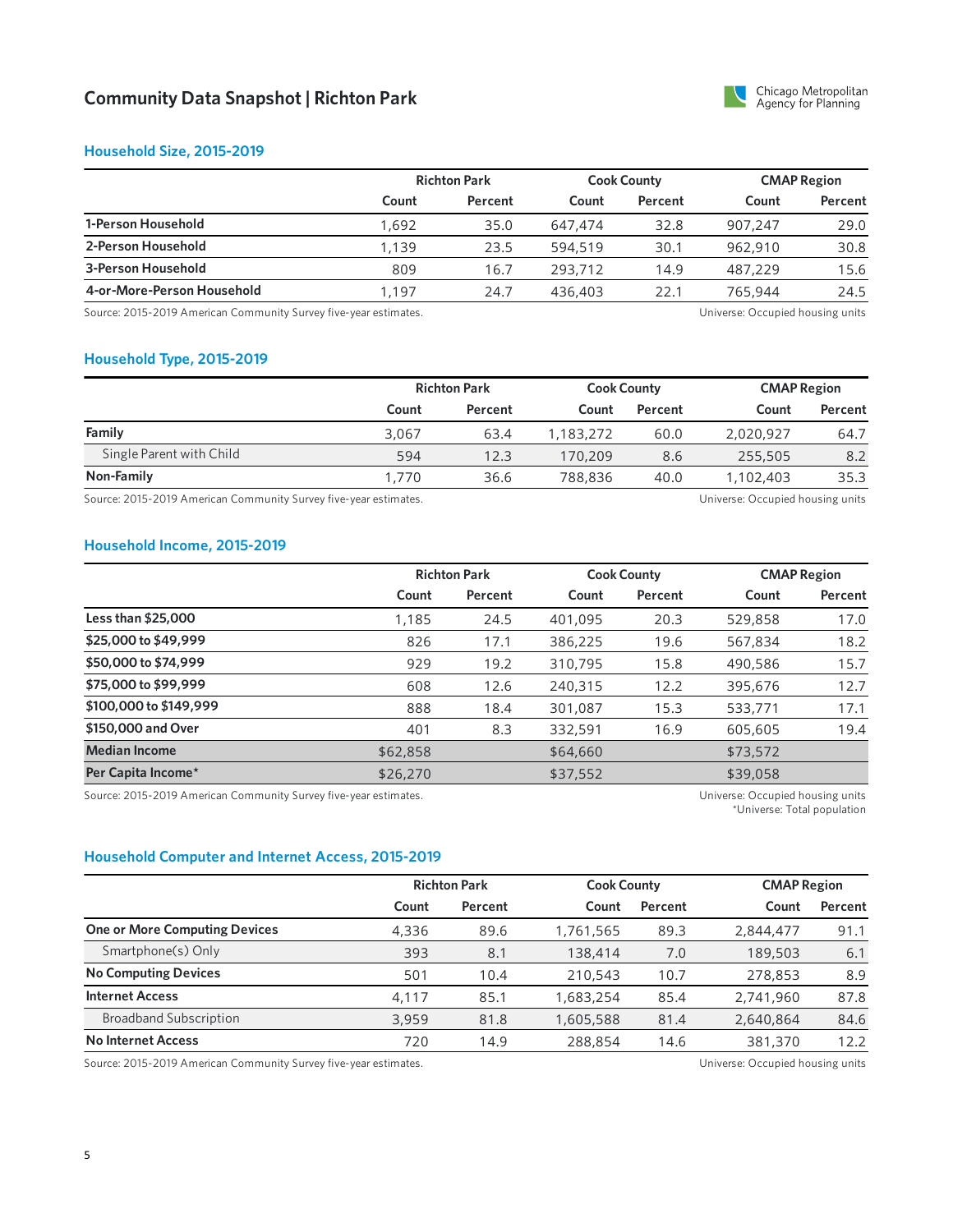## Community Data Snapshot | Richton Park

### Household Size, 2015-2019

| | Richton Park | | Cook County | | CMAP Region | |
|---|---|---|---|---|---|---|
| | Count | Percent | Count | Percent | Count | Percent |
| 1-Person Household | 1,692 | 35.0 | 647,474 | 32.8 | 907,247 | 29.0 |
| 2-Person Household | 1,139 | 23.5 | 594,519 | 30.1 | 962,910 | 30.8 |
| 3-Person Household | 809 | 16.7 | 293,712 | 14.9 | 487,229 | 15.6 |
| 4-or-More-Person Household | 1,197 | 24.7 | 436,403 | 22.1 | 765,944 | 24.5 |

Source: 2015-2019 American Community Survey five-year estimates. Universe: Occupied housing units

### Household Type, 2015-2019

| | Richton Park | | Cook County | | CMAP Region | |
|---|---|---|---|---|---|---|
| | Count | Percent | Count | Percent | Count | Percent |
| Family | 3,067 | 63.4 | 1,183,272 | 60.0 | 2,020,927 | 64.7 |
| Single Parent with Child | 594 | 12.3 | 170,209 | 8.6 | 255,505 | 8.2 |
| Non-Family | 1,770 | 36.6 | 788,836 | 40.0 | 1,102,403 | 35.3 |

Source: 2015-2019 American Community Survey five-year estimates. Universe: Occupied housing units

### Household Income, 2015-2019

| | Richton Park | | Cook County | | CMAP Region | |
|---|---|---|---|---|---|---|
| | Count | Percent | Count | Percent | Count | Percent |
| Less than $25,000 | 1,185 | 24.5 | 401,095 | 20.3 | 529,858 | 17.0 |
| $25,000 to $49,999 | 826 | 17.1 | 386,225 | 19.6 | 567,834 | 18.2 |
| $50,000 to $74,999 | 929 | 19.2 | 310,795 | 15.8 | 490,586 | 15.7 |
| $75,000 to $99,999 | 608 | 12.6 | 240,315 | 12.2 | 395,676 | 12.7 |
| $100,000 to $149,999 | 888 | 18.4 | 301,087 | 15.3 | 533,771 | 17.1 |
| $150,000 and Over | 401 | 8.3 | 332,591 | 16.9 | 605,605 | 19.4 |
| Median Income | $62,858 | | $64,660 | | $73,572 | |
| Per Capita Income* | $26,270 | | $37,552 | | $39,058 | |

Source: 2015-2019 American Community Survey five-year estimates. Universe: Occupied housing units
*Universe: Total population

### Household Computer and Internet Access, 2015-2019

| | Richton Park | | Cook County | | CMAP Region | |
|---|---|---|---|---|---|---|
| | Count | Percent | Count | Percent | Count | Percent |
| One or More Computing Devices | 4,336 | 89.6 | 1,761,565 | 89.3 | 2,844,477 | 91.1 |
| Smartphone(s) Only | 393 | 8.1 | 138,414 | 7.0 | 189,503 | 6.1 |
| No Computing Devices | 501 | 10.4 | 210,543 | 10.7 | 278,853 | 8.9 |
| Internet Access | 4,117 | 85.1 | 1,683,254 | 85.4 | 2,741,960 | 87.8 |
| Broadband Subscription | 3,959 | 81.8 | 1,605,588 | 81.4 | 2,640,864 | 84.6 |
| No Internet Access | 720 | 14.9 | 288,854 | 14.6 | 381,370 | 12.2 |

Source: 2015-2019 American Community Survey five-year estimates. Universe: Occupied housing units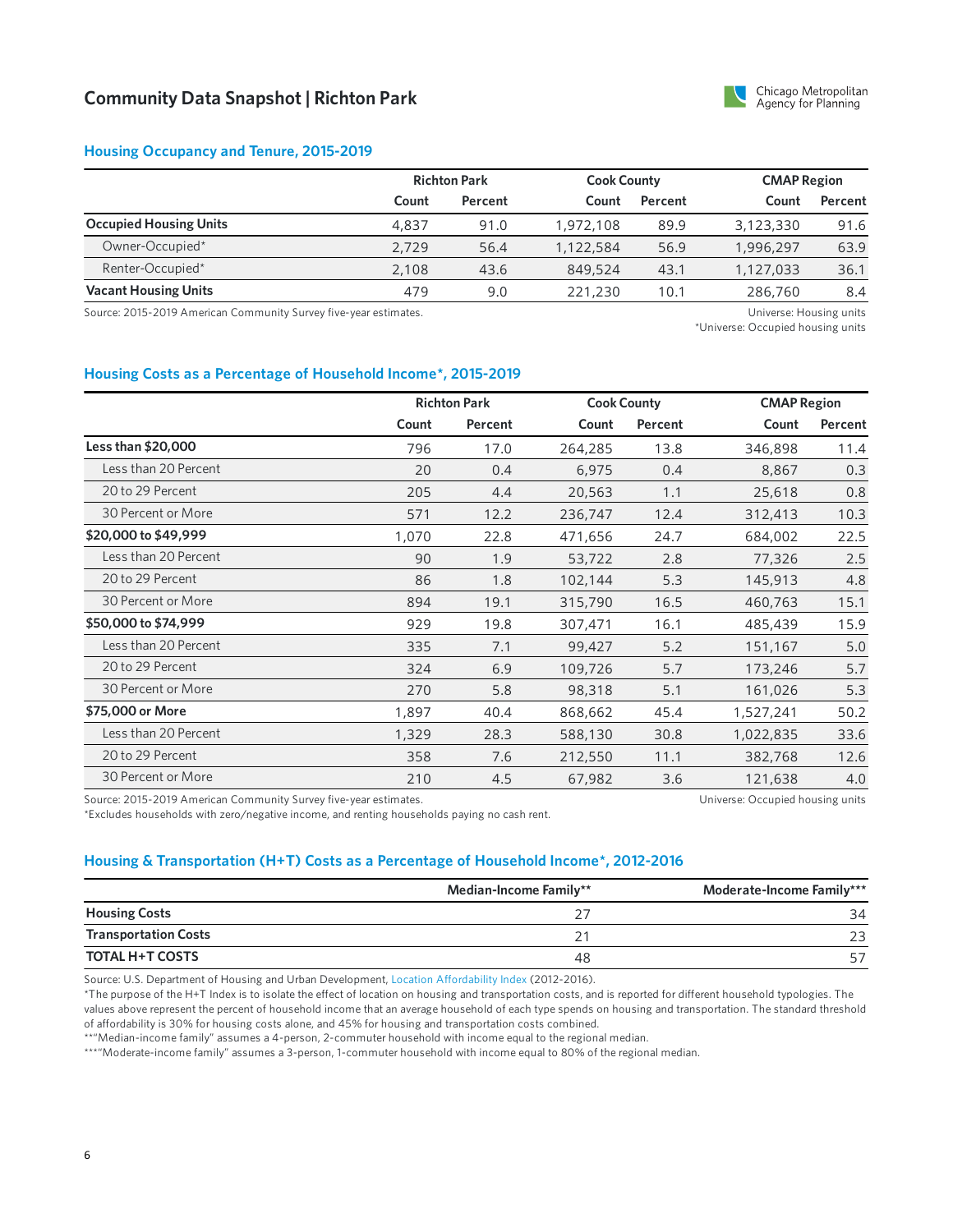# Community Data Snapshot | Richton Park

## Housing Occupancy and Tenure, 2015-2019

| | Richton Park | | Cook County | | CMAP Region | |
|---|---|---|---|---|---|---|
| | Count | Percent | Count | Percent | Count | Percent |
| **Occupied Housing Units** | 4,837 | 91.0 | 1,972,108 | 89.9 | 3,123,330 | 91.6 |
| Owner-Occupied* | 2,729 | 56.4 | 1,122,584 | 56.9 | 1,996,297 | 63.9 |
| Renter-Occupied* | 2,108 | 43.6 | 849,524 | 43.1 | 1,127,033 | 36.1 |
| **Vacant Housing Units** | 479 | 9.0 | 221,230 | 10.1 | 286,760 | 8.4 |

Source: 2015-2019 American Community Survey five-year estimates.

Universe: Housing units

*Universe: Occupied housing units

## Housing Costs as a Percentage of Household Income*, 2015-2019

| | Richton Park | | Cook County | | CMAP Region | |
|---|---|---|---|---|---|---|
| | Count | Percent | Count | Percent | Count | Percent |
| **Less than $20,000** | 796 | 17.0 | 264,285 | 13.8 | 346,898 | 11.4 |
| Less than 20 Percent | 20 | 0.4 | 6,975 | 0.4 | 8,867 | 0.3 |
| 20 to 29 Percent | 205 | 4.4 | 20,563 | 1.1 | 25,618 | 0.8 |
| 30 Percent or More | 571 | 12.2 | 236,747 | 12.4 | 312,413 | 10.3 |
| **$20,000 to $49,999** | 1,070 | 22.8 | 471,656 | 24.7 | 684,002 | 22.5 |
| Less than 20 Percent | 90 | 1.9 | 53,722 | 2.8 | 77,326 | 2.5 |
| 20 to 29 Percent | 86 | 1.8 | 102,144 | 5.3 | 145,913 | 4.8 |
| 30 Percent or More | 894 | 19.1 | 315,790 | 16.5 | 460,763 | 15.1 |
| **$50,000 to $74,999** | 929 | 19.8 | 307,471 | 16.1 | 485,439 | 15.9 |
| Less than 20 Percent | 335 | 7.1 | 99,427 | 5.2 | 151,167 | 5.0 |
| 20 to 29 Percent | 324 | 6.9 | 109,726 | 5.7 | 173,246 | 5.7 |
| 30 Percent or More | 270 | 5.8 | 98,318 | 5.1 | 161,026 | 5.3 |
| **$75,000 or More** | 1,897 | 40.4 | 868,662 | 45.4 | 1,527,241 | 50.2 |
| Less than 20 Percent | 1,329 | 28.3 | 588,130 | 30.8 | 1,022,835 | 33.6 |
| 20 to 29 Percent | 358 | 7.6 | 212,550 | 11.1 | 382,768 | 12.6 |
| 30 Percent or More | 210 | 4.5 | 67,982 | 3.6 | 121,638 | 4.0 |

Source: 2015-2019 American Community Survey five-year estimates.

Universe: Occupied housing units

*Excludes households with zero/negative income, and renting households paying no cash rent.

## Housing & Transportation (H+T) Costs as a Percentage of Household Income*, 2012-2016

| | Median-Income Family** | Moderate-Income Family*** |
|---|---|---|
| **Housing Costs** | 27 | 34 |
| **Transportation Costs** | 21 | 23 |
| **TOTAL H+T COSTS** | 48 | 57 |

Source: U.S. Department of Housing and Urban Development, Location Affordability Index (2012-2016).

*The purpose of the H+T Index is to isolate the effect of location on housing and transportation costs, and is reported for different household typologies. The values above represent the percent of household income that an average household of each type spends on housing and transportation. The standard threshold of affordability is 30% for housing costs alone, and 45% for housing and transportation costs combined.

**"Median-income family" assumes a 4-person, 2-commuter household with income equal to the regional median.

***"Moderate-income family" assumes a 3-person, 1-commuter household with income equal to 80% of the regional median.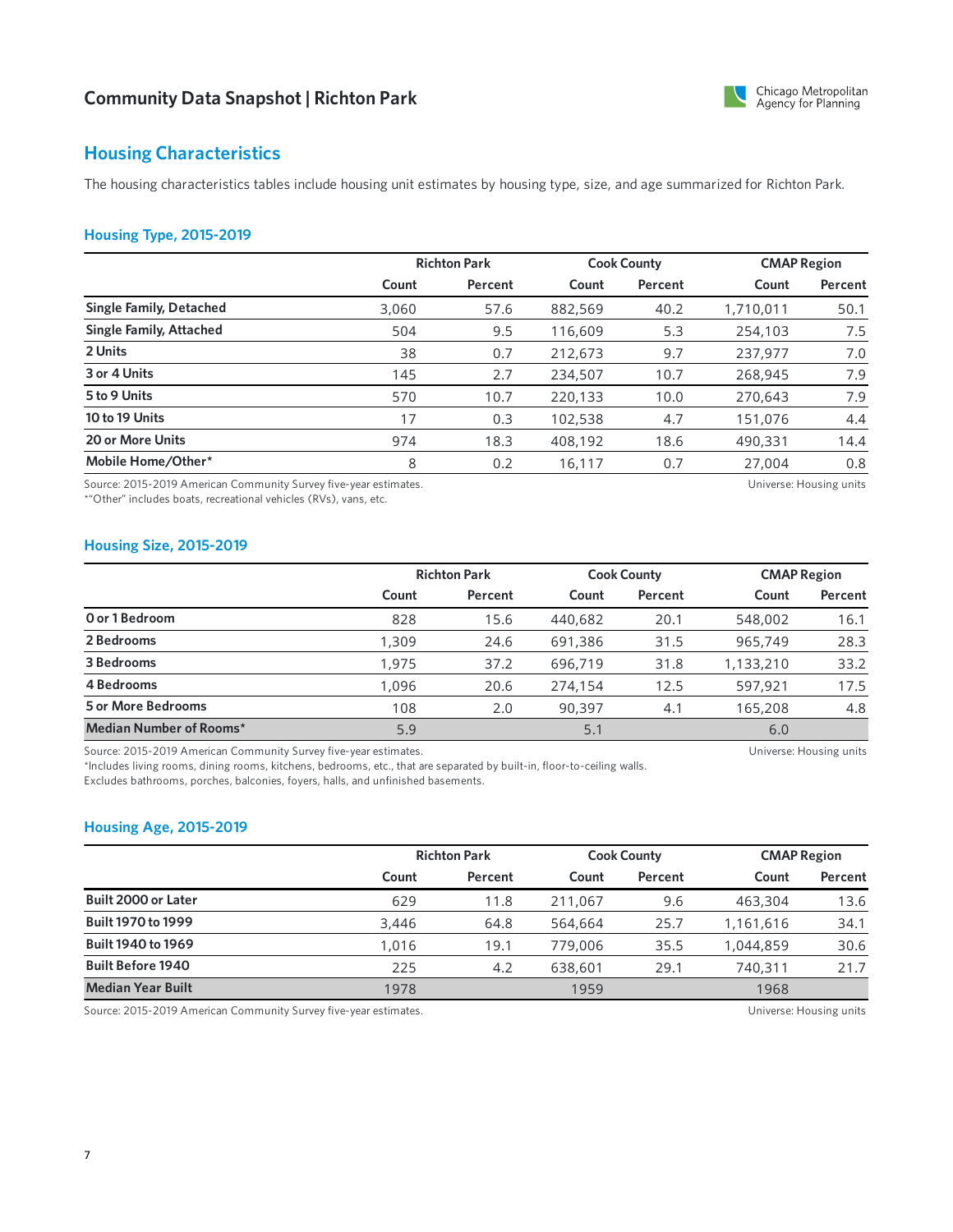## Housing Characteristics

The housing characteristics tables include housing unit estimates by housing type, size, and age summarized for Richton Park.

### Housing Type, 2015-2019

| | Richton Park | | Cook County | | CMAP Region | |
|---|---|---|---|---|---|---|
| | Count | Percent | Count | Percent | Count | Percent |
| **Single Family, Detached** | 3,060 | 57.6 | 882,569 | 40.2 | 1,710,011 | 50.1 |
| **Single Family, Attached** | 504 | 9.5 | 116,609 | 5.3 | 254,103 | 7.5 |
| **2 Units** | 38 | 0.7 | 212,673 | 9.7 | 237,977 | 7.0 |
| **3 or 4 Units** | 145 | 2.7 | 234,507 | 10.7 | 268,945 | 7.9 |
| **5 to 9 Units** | 570 | 10.7 | 220,133 | 10.0 | 270,643 | 7.9 |
| **10 to 19 Units** | 17 | 0.3 | 102,538 | 4.7 | 151,076 | 4.4 |
| **20 or More Units** | 974 | 18.3 | 408,192 | 18.6 | 490,331 | 14.4 |
| **Mobile Home/Other*** | 8 | 0.2 | 16,117 | 0.7 | 27,004 | 0.8 |

Source: 2015-2019 American Community Survey five-year estimates.
*"Other" includes boats, recreational vehicles (RVs), vans, etc.

Universe: Housing units

### Housing Size, 2015-2019

| | Richton Park | | Cook County | | CMAP Region | |
|---|---|---|---|---|---|---|
| | Count | Percent | Count | Percent | Count | Percent |
| **0 or 1 Bedroom** | 828 | 15.6 | 440,682 | 20.1 | 548,002 | 16.1 |
| **2 Bedrooms** | 1,309 | 24.6 | 691,386 | 31.5 | 965,749 | 28.3 |
| **3 Bedrooms** | 1,975 | 37.2 | 696,719 | 31.8 | 1,133,210 | 33.2 |
| **4 Bedrooms** | 1,096 | 20.6 | 274,154 | 12.5 | 597,921 | 17.5 |
| **5 or More Bedrooms** | 108 | 2.0 | 90,397 | 4.1 | 165,208 | 4.8 |
| **Median Number of Rooms*** | 5.9 | | 5.1 | | 6.0 | |

Source: 2015-2019 American Community Survey five-year estimates.
*Includes living rooms, dining rooms, kitchens, bedrooms, etc., that are separated by built-in, floor-to-ceiling walls.
Excludes bathrooms, porches, balconies, foyers, halls, and unfinished basements.

Universe: Housing units

### Housing Age, 2015-2019

| | Richton Park | | Cook County | | CMAP Region | |
|---|---|---|---|---|---|---|
| | Count | Percent | Count | Percent | Count | Percent |
| **Built 2000 or Later** | 629 | 11.8 | 211,067 | 9.6 | 463,304 | 13.6 |
| **Built 1970 to 1999** | 3,446 | 64.8 | 564,664 | 25.7 | 1,161,616 | 34.1 |
| **Built 1940 to 1969** | 1,016 | 19.1 | 779,006 | 35.5 | 1,044,859 | 30.6 |
| **Built Before 1940** | 225 | 4.2 | 638,601 | 29.1 | 740,311 | 21.7 |
| **Median Year Built** | 1978 | | 1959 | | 1968 | |

Source: 2015-2019 American Community Survey five-year estimates.

Universe: Housing units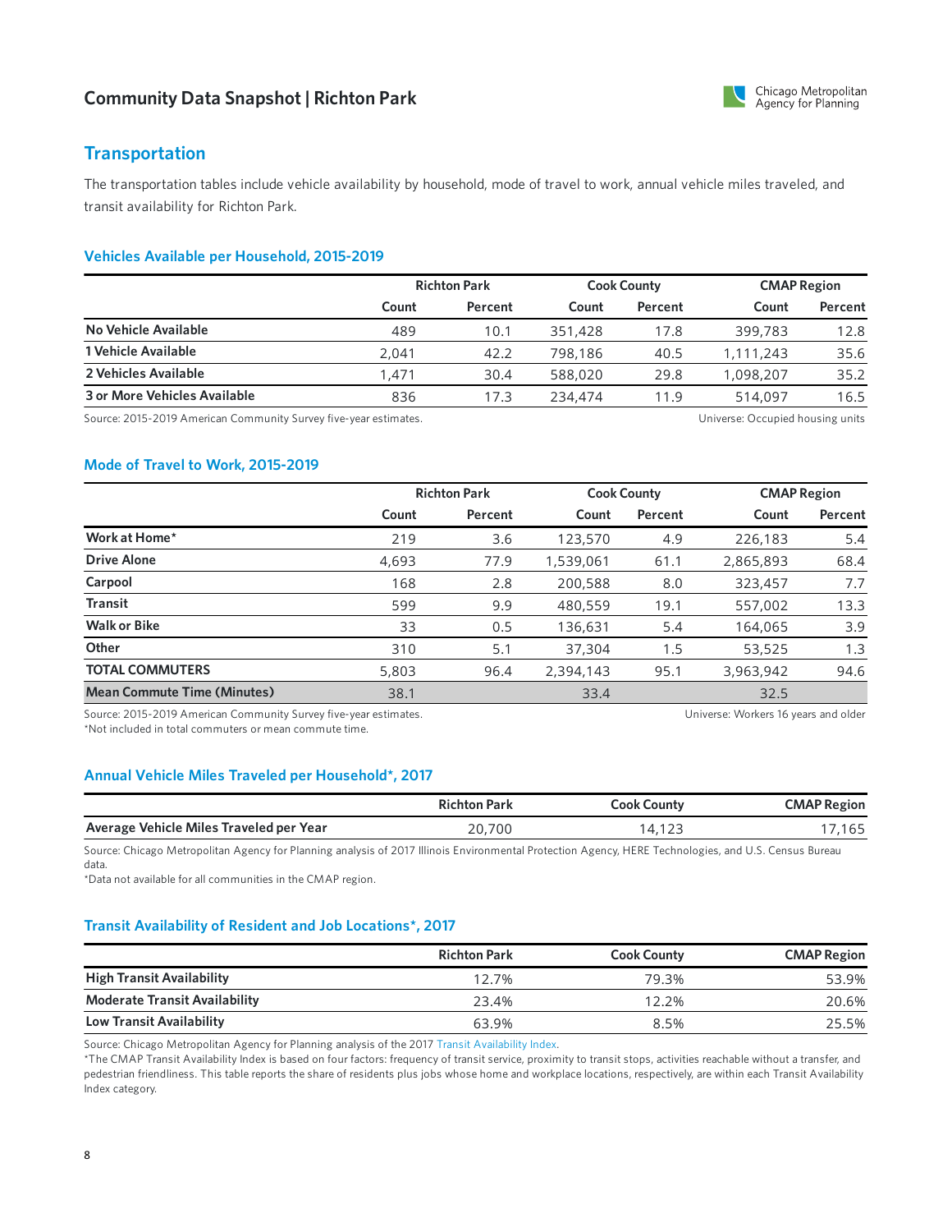# Community Data Snapshot | Richton Park

## Transportation

The transportation tables include vehicle availability by household, mode of travel to work, annual vehicle miles traveled, and transit availability for Richton Park.

### Vehicles Available per Household, 2015-2019

| | Richton Park | | Cook County | | CMAP Region | |
|---|---|---|---|---|---|---|
| | Count | Percent | Count | Percent | Count | Percent |
| **No Vehicle Available** | 489 | 10.1 | 351,428 | 17.8 | 399,783 | 12.8 |
| **1 Vehicle Available** | 2,041 | 42.2 | 798,186 | 40.5 | 1,111,243 | 35.6 |
| **2 Vehicles Available** | 1,471 | 30.4 | 588,020 | 29.8 | 1,098,207 | 35.2 |
| **3 or More Vehicles Available** | 836 | 17.3 | 234,474 | 11.9 | 514,097 | 16.5 |

Source: 2015-2019 American Community Survey five-year estimates.

Universe: Occupied housing units

### Mode of Travel to Work, 2015-2019

| | Richton Park | | Cook County | | CMAP Region | |
|---|---|---|---|---|---|---|
| | Count | Percent | Count | Percent | Count | Percent |
| **Work at Home*** | 219 | 3.6 | 123,570 | 4.9 | 226,183 | 5.4 |
| **Drive Alone** | 4,693 | 77.9 | 1,539,061 | 61.1 | 2,865,893 | 68.4 |
| **Carpool** | 168 | 2.8 | 200,588 | 8.0 | 323,457 | 7.7 |
| **Transit** | 599 | 9.9 | 480,559 | 19.1 | 557,002 | 13.3 |
| **Walk or Bike** | 33 | 0.5 | 136,631 | 5.4 | 164,065 | 3.9 |
| **Other** | 310 | 5.1 | 37,304 | 1.5 | 53,525 | 1.3 |
| **TOTAL COMMUTERS** | 5,803 | 96.4 | 2,394,143 | 95.1 | 3,963,942 | 94.6 |
| **Mean Commute Time (Minutes)** | 38.1 | | 33.4 | | 32.5 | |

Source: 2015-2019 American Community Survey five-year estimates.
*Not included in total commuters or mean commute time.

Universe: Workers 16 years and older

### Annual Vehicle Miles Traveled per Household*, 2017

| | Richton Park | Cook County | CMAP Region |
|---|---|---|---|
| **Average Vehicle Miles Traveled per Year** | 20,700 | 14,123 | 17,165 |

Source: Chicago Metropolitan Agency for Planning analysis of 2017 Illinois Environmental Protection Agency, HERE Technologies, and U.S. Census Bureau data.
*Data not available for all communities in the CMAP region.

### Transit Availability of Resident and Job Locations*, 2017

| | Richton Park | Cook County | CMAP Region |
|---|---|---|---|
| **High Transit Availability** | 12.7% | 79.3% | 53.9% |
| **Moderate Transit Availability** | 23.4% | 12.2% | 20.6% |
| **Low Transit Availability** | 63.9% | 8.5% | 25.5% |

Source: Chicago Metropolitan Agency for Planning analysis of the 2017 Transit Availability Index.
*The CMAP Transit Availability Index is based on four factors: frequency of transit service, proximity to transit stops, activities reachable without a transfer, and pedestrian friendliness. This table reports the share of residents plus jobs whose home and workplace locations, respectively, are within each Transit Availability Index category.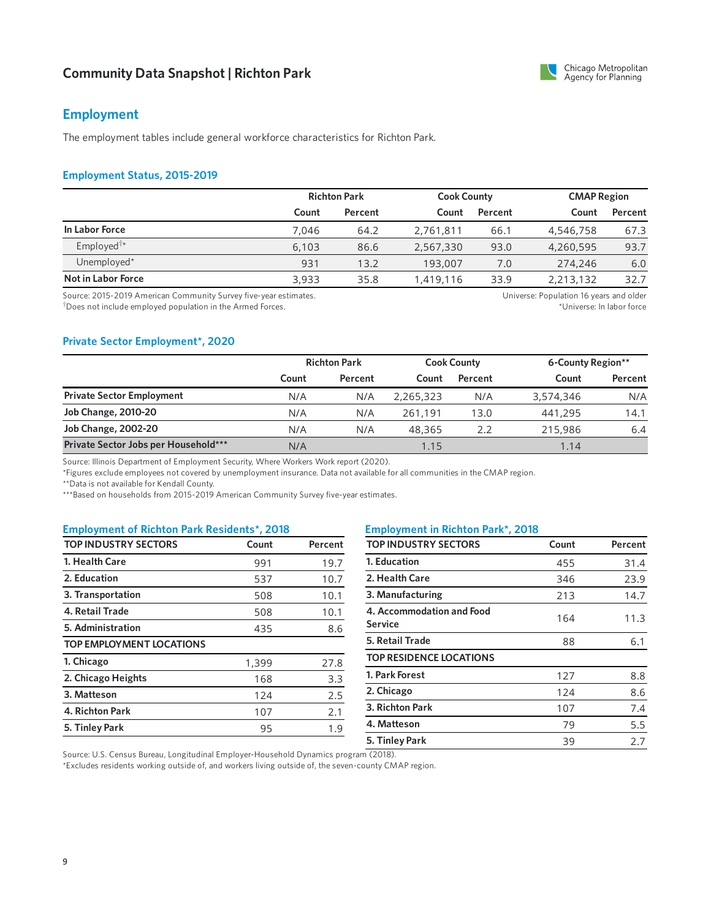## Employment

The employment tables include general workforce characteristics for Richton Park.

### Employment Status, 2015-2019

| | Richton Park | | Cook County | | CMAP Region | |
|---|---|---|---|---|---|---|
| | Count | Percent | Count | Percent | Count | Percent |
| **In Labor Force** | 7,046 | 64.2 | 2,761,811 | 66.1 | 4,546,758 | 67.3 |
| Employed†* | 6,103 | 86.6 | 2,567,330 | 93.0 | 4,260,595 | 93.7 |
| Unemployed* | 931 | 13.2 | 193,007 | 7.0 | 274,246 | 6.0 |
| **Not in Labor Force** | 3,933 | 35.8 | 1,419,116 | 33.9 | 2,213,132 | 32.7 |

Source: 2015-2019 American Community Survey five-year estimates.
†Does not include employed population in the Armed Forces.

Universe: Population 16 years and older
*Universe: In labor force

### Private Sector Employment*, 2020

| | Richton Park | | Cook County | | 6-County Region** | |
|---|---|---|---|---|---|---|
| | Count | Percent | Count | Percent | Count | Percent |
| **Private Sector Employment** | N/A | N/A | 2,265,323 | N/A | 3,574,346 | N/A |
| **Job Change, 2010-20** | N/A | N/A | 261,191 | 13.0 | 441,295 | 14.1 |
| **Job Change, 2002-20** | N/A | N/A | 48,365 | 2.2 | 215,986 | 6.4 |
| **Private Sector Jobs per Household*** ** | N/A | | 1.15 | | 1.14 | |

Source: Illinois Department of Employment Security, Where Workers Work report (2020).
*Figures exclude employees not covered by unemployment insurance. Data not available for all communities in the CMAP region.
**Data is not available for Kendall County.
***Based on households from 2015-2019 American Community Survey five-year estimates.

### Employment of Richton Park Residents*, 2018

| TOP INDUSTRY SECTORS | Count | Percent |
|---|---|---|
| 1. Health Care | 991 | 19.7 |
| 2. Education | 537 | 10.7 |
| 3. Transportation | 508 | 10.1 |
| 4. Retail Trade | 508 | 10.1 |
| 5. Administration | 435 | 8.6 |
| **TOP EMPLOYMENT LOCATIONS** | | |
| 1. Chicago | 1,399 | 27.8 |
| 2. Chicago Heights | 168 | 3.3 |
| 3. Matteson | 124 | 2.5 |
| 4. Richton Park | 107 | 2.1 |
| 5. Tinley Park | 95 | 1.9 |

### Employment in Richton Park*, 2018

| TOP INDUSTRY SECTORS | Count | Percent |
|---|---|---|
| 1. Education | 455 | 31.4 |
| 2. Health Care | 346 | 23.9 |
| 3. Manufacturing | 213 | 14.7 |
| 4. Accommodation and Food Service | 164 | 11.3 |
| 5. Retail Trade | 88 | 6.1 |
| **TOP RESIDENCE LOCATIONS** | | |
| 1. Park Forest | 127 | 8.8 |
| 2. Chicago | 124 | 8.6 |
| 3. Richton Park | 107 | 7.4 |
| 4. Matteson | 79 | 5.5 |
| 5. Tinley Park | 39 | 2.7 |

Source: U.S. Census Bureau, Longitudinal Employer-Household Dynamics program (2018).
*Excludes residents working outside of, and workers living outside of, the seven-county CMAP region.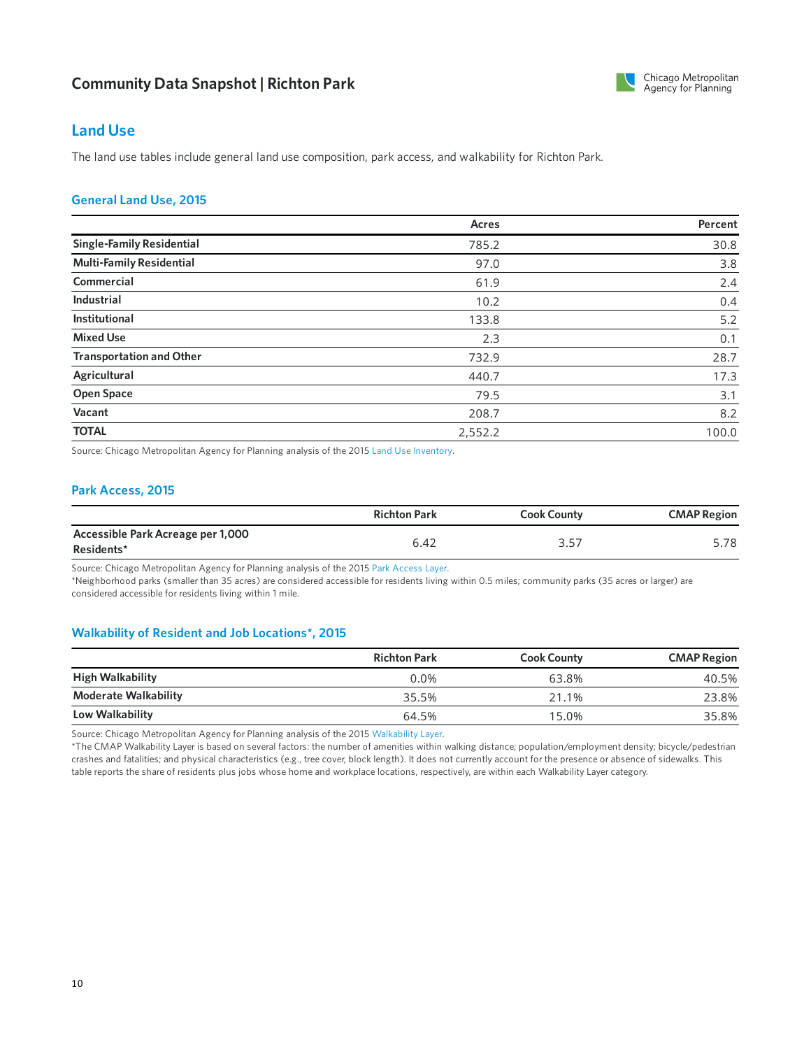# Community Data Snapshot | Richton Park

## Land Use

The land use tables include general land use composition, park access, and walkability for Richton Park.

### General Land Use, 2015

| | Acres | Percent |
|---|---|---|
| **Single-Family Residential** | 785.2 | 30.8 |
| **Multi-Family Residential** | 97.0 | 3.8 |
| **Commercial** | 61.9 | 2.4 |
| **Industrial** | 10.2 | 0.4 |
| **Institutional** | 133.8 | 5.2 |
| **Mixed Use** | 2.3 | 0.1 |
| **Transportation and Other** | 732.9 | 28.7 |
| **Agricultural** | 440.7 | 17.3 |
| **Open Space** | 79.5 | 3.1 |
| **Vacant** | 208.7 | 8.2 |
| **TOTAL** | 2,552.2 | 100.0 |

Source: Chicago Metropolitan Agency for Planning analysis of the 2015 Land Use Inventory.

### Park Access, 2015

| | Richton Park | Cook County | CMAP Region |
|---|---|---|---|
| **Accessible Park Acreage per 1,000 Residents*** | 6.42 | 3.57 | 5.78 |

Source: Chicago Metropolitan Agency for Planning analysis of the 2015 Park Access Layer.
*Neighborhood parks (smaller than 35 acres) are considered accessible for residents living within 0.5 miles; community parks (35 acres or larger) are considered accessible for residents living within 1 mile.

### Walkability of Resident and Job Locations*, 2015

| | Richton Park | Cook County | CMAP Region |
|---|---|---|---|
| **High Walkability** | 0.0% | 63.8% | 40.5% |
| **Moderate Walkability** | 35.5% | 21.1% | 23.8% |
| **Low Walkability** | 64.5% | 15.0% | 35.8% |

Source: Chicago Metropolitan Agency for Planning analysis of the 2015 Walkability Layer.
*The CMAP Walkability Layer is based on several factors: the number of amenities within walking distance; population/employment density; bicycle/pedestrian crashes and fatalities; and physical characteristics (e.g., tree cover, block length). It does not currently account for the presence or absence of sidewalks. This table reports the share of residents plus jobs whose home and workplace locations, respectively, are within each Walkability Layer category.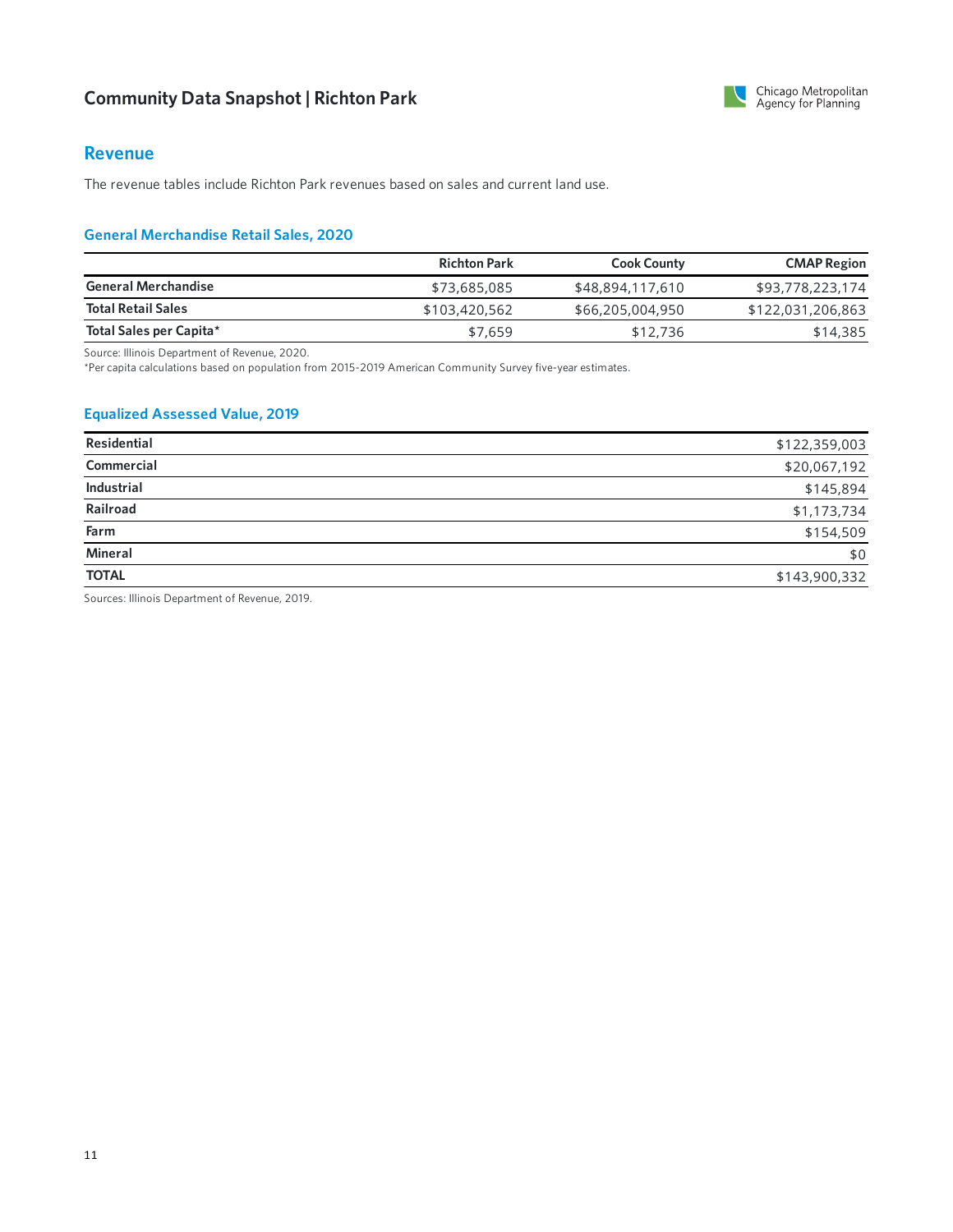## Revenue

The revenue tables include Richton Park revenues based on sales and current land use.

### General Merchandise Retail Sales, 2020

| | Richton Park | Cook County | CMAP Region |
|---|---|---|---|
| **General Merchandise** | $73,685,085 | $48,894,117,610 | $93,778,223,174 |
| **Total Retail Sales** | $103,420,562 | $66,205,004,950 | $122,031,206,863 |
| **Total Sales per Capita*** | $7,659 | $12,736 | $14,385 |

Source: Illinois Department of Revenue, 2020.
*Per capita calculations based on population from 2015-2019 American Community Survey five-year estimates.

### Equalized Assessed Value, 2019

| | |
|---|---|
| **Residential** | $122,359,003 |
| **Commercial** | $20,067,192 |
| **Industrial** | $145,894 |
| **Railroad** | $1,173,734 |
| **Farm** | $154,509 |
| **Mineral** | $0 |
| **TOTAL** | $143,900,332 |

Sources: Illinois Department of Revenue, 2019.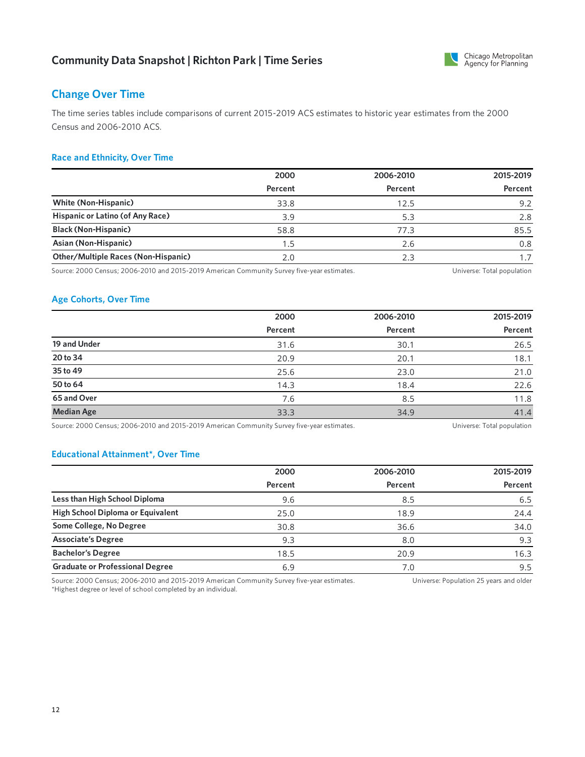## Change Over Time

The time series tables include comparisons of current 2015-2019 ACS estimates to historic year estimates from the 2000 Census and 2006-2010 ACS.

### Race and Ethnicity, Over Time

| | 2000 | 2006-2010 | 2015-2019 |
|---|---|---|---|
| | Percent | Percent | Percent |
| **White (Non-Hispanic)** | 33.8 | 12.5 | 9.2 |
| **Hispanic or Latino (of Any Race)** | 3.9 | 5.3 | 2.8 |
| **Black (Non-Hispanic)** | 58.8 | 77.3 | 85.5 |
| **Asian (Non-Hispanic)** | 1.5 | 2.6 | 0.8 |
| **Other/Multiple Races (Non-Hispanic)** | 2.0 | 2.3 | 1.7 |

Source: 2000 Census; 2006-2010 and 2015-2019 American Community Survey five-year estimates. Universe: Total population

### Age Cohorts, Over Time

| | 2000 | 2006-2010 | 2015-2019 |
|---|---|---|---|
| | Percent | Percent | Percent |
| **19 and Under** | 31.6 | 30.1 | 26.5 |
| **20 to 34** | 20.9 | 20.1 | 18.1 |
| **35 to 49** | 25.6 | 23.0 | 21.0 |
| **50 to 64** | 14.3 | 18.4 | 22.6 |
| **65 and Over** | 7.6 | 8.5 | 11.8 |
| **Median Age** | 33.3 | 34.9 | 41.4 |

Source: 2000 Census; 2006-2010 and 2015-2019 American Community Survey five-year estimates. Universe: Total population

### Educational Attainment*, Over Time

| | 2000 | 2006-2010 | 2015-2019 |
|---|---|---|---|
| | Percent | Percent | Percent |
| **Less than High School Diploma** | 9.6 | 8.5 | 6.5 |
| **High School Diploma or Equivalent** | 25.0 | 18.9 | 24.4 |
| **Some College, No Degree** | 30.8 | 36.6 | 34.0 |
| **Associate's Degree** | 9.3 | 8.0 | 9.3 |
| **Bachelor's Degree** | 18.5 | 20.9 | 16.3 |
| **Graduate or Professional Degree** | 6.9 | 7.0 | 9.5 |

Source: 2000 Census; 2006-2010 and 2015-2019 American Community Survey five-year estimates. Universe: Population 25 years and older
*Highest degree or level of school completed by an individual.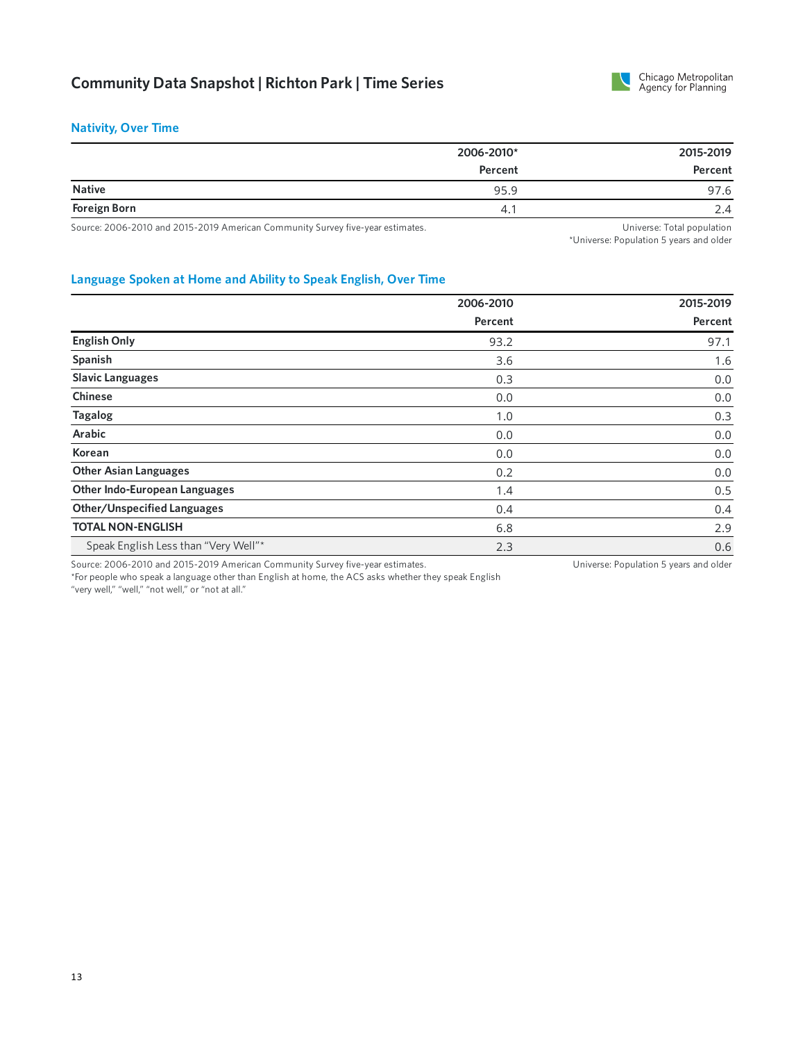# Community Data Snapshot | Richton Park | Time Series

## Nativity, Over Time

| | 2006-2010* | 2015-2019 |
|---|---|---|
| | Percent | Percent |
| **Native** | 95.9 | 97.6 |
| **Foreign Born** | 4.1 | 2.4 |

Source: 2006-2010 and 2015-2019 American Community Survey five-year estimates.

Universe: Total population
*Universe: Population 5 years and older

## Language Spoken at Home and Ability to Speak English, Over Time

| | 2006-2010 | 2015-2019 |
|---|---|---|
| | Percent | Percent |
| **English Only** | 93.2 | 97.1 |
| **Spanish** | 3.6 | 1.6 |
| **Slavic Languages** | 0.3 | 0.0 |
| **Chinese** | 0.0 | 0.0 |
| **Tagalog** | 1.0 | 0.3 |
| **Arabic** | 0.0 | 0.0 |
| **Korean** | 0.0 | 0.0 |
| **Other Asian Languages** | 0.2 | 0.0 |
| **Other Indo-European Languages** | 1.4 | 0.5 |
| **Other/Unspecified Languages** | 0.4 | 0.4 |
| **TOTAL NON-ENGLISH** | 6.8 | 2.9 |
| Speak English Less than "Very Well"* | 2.3 | 0.6 |

Source: 2006-2010 and 2015-2019 American Community Survey five-year estimates.
*For people who speak a language other than English at home, the ACS asks whether they speak English "very well," "well," "not well," or "not at all."

Universe: Population 5 years and older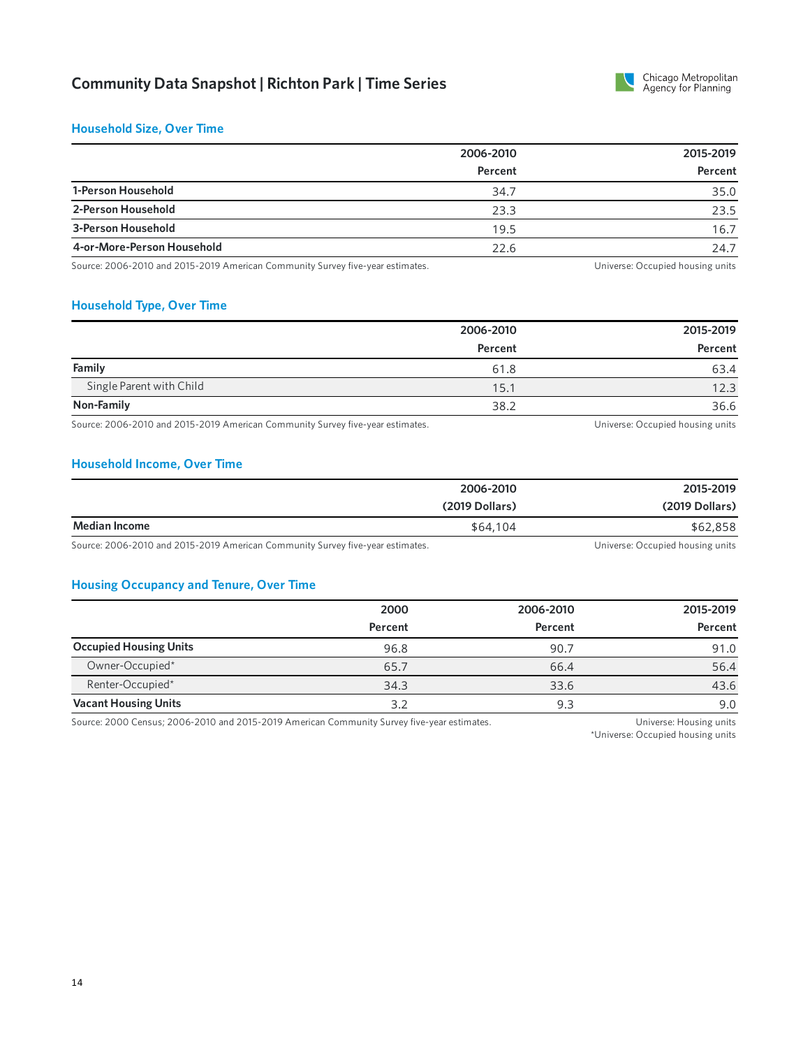# Community Data Snapshot | Richton Park | Time Series

## Household Size, Over Time

| | 2006-2010 Percent | 2015-2019 Percent |
|---|---|---|
| **1-Person Household** | 34.7 | 35.0 |
| **2-Person Household** | 23.3 | 23.5 |
| **3-Person Household** | 19.5 | 16.7 |
| **4-or-More-Person Household** | 22.6 | 24.7 |

Source: 2006-2010 and 2015-2019 American Community Survey five-year estimates. Universe: Occupied housing units

## Household Type, Over Time

| | 2006-2010 Percent | 2015-2019 Percent |
|---|---|---|
| **Family** | 61.8 | 63.4 |
| Single Parent with Child | 15.1 | 12.3 |
| **Non-Family** | 38.2 | 36.6 |

Source: 2006-2010 and 2015-2019 American Community Survey five-year estimates. Universe: Occupied housing units

## Household Income, Over Time

| | 2006-2010 (2019 Dollars) | 2015-2019 (2019 Dollars) |
|---|---|---|
| **Median Income** | $64,104 | $62,858 |

Source: 2006-2010 and 2015-2019 American Community Survey five-year estimates. Universe: Occupied housing units

## Housing Occupancy and Tenure, Over Time

| | 2000 Percent | 2006-2010 Percent | 2015-2019 Percent |
|---|---|---|---|
| **Occupied Housing Units** | 96.8 | 90.7 | 91.0 |
| Owner-Occupied* | 65.7 | 66.4 | 56.4 |
| Renter-Occupied* | 34.3 | 33.6 | 43.6 |
| **Vacant Housing Units** | 3.2 | 9.3 | 9.0 |

Source: 2000 Census; 2006-2010 and 2015-2019 American Community Survey five-year estimates. Universe: Housing units
*Universe: Occupied housing units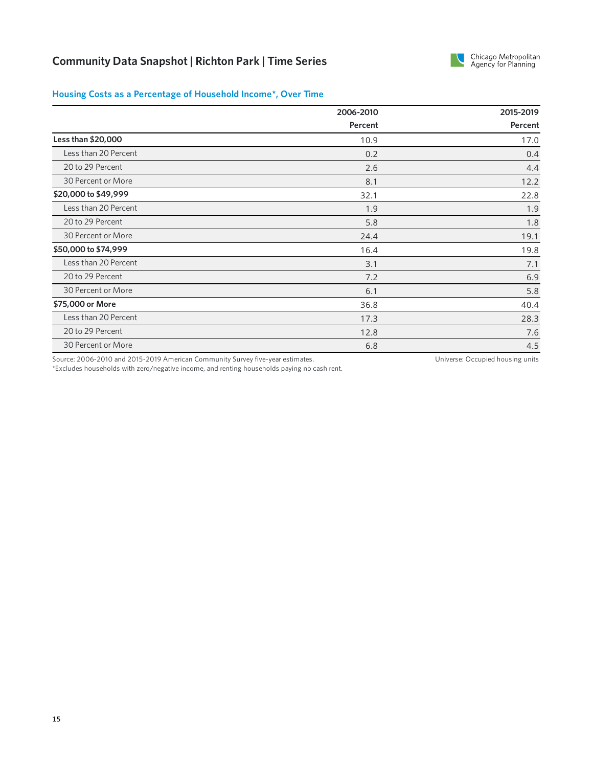# Community Data Snapshot | Richton Park | Time Series

## Housing Costs as a Percentage of Household Income*, Over Time

| | 2006-2010 Percent | 2015-2019 Percent |
|---|---|---|
| **Less than $20,000** | 10.9 | 17.0 |
| Less than 20 Percent | 0.2 | 0.4 |
| 20 to 29 Percent | 2.6 | 4.4 |
| 30 Percent or More | 8.1 | 12.2 |
| **$20,000 to $49,999** | 32.1 | 22.8 |
| Less than 20 Percent | 1.9 | 1.9 |
| 20 to 29 Percent | 5.8 | 1.8 |
| 30 Percent or More | 24.4 | 19.1 |
| **$50,000 to $74,999** | 16.4 | 19.8 |
| Less than 20 Percent | 3.1 | 7.1 |
| 20 to 29 Percent | 7.2 | 6.9 |
| 30 Percent or More | 6.1 | 5.8 |
| **$75,000 or More** | 36.8 | 40.4 |
| Less than 20 Percent | 17.3 | 28.3 |
| 20 to 29 Percent | 12.8 | 7.6 |
| 30 Percent or More | 6.8 | 4.5 |

Source: 2006-2010 and 2015-2019 American Community Survey five-year estimates.

*Excludes households with zero/negative income, and renting households paying no cash rent.

Universe: Occupied housing units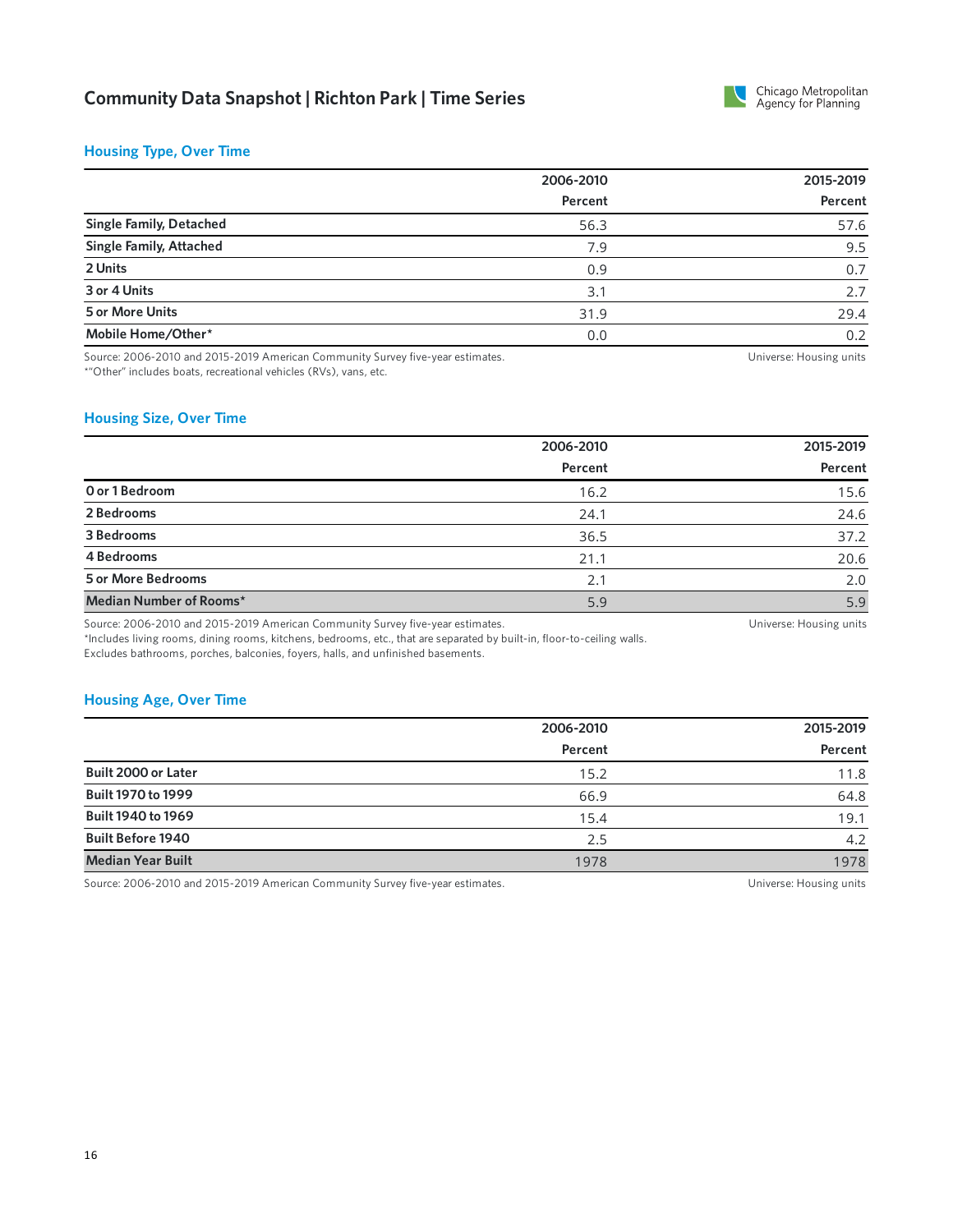# Community Data Snapshot | Richton Park | Time Series

## Housing Type, Over Time

| | 2006-2010 Percent | 2015-2019 Percent |
|---|---|---|
| Single Family, Detached | 56.3 | 57.6 |
| Single Family, Attached | 7.9 | 9.5 |
| 2 Units | 0.9 | 0.7 |
| 3 or 4 Units | 3.1 | 2.7 |
| 5 or More Units | 31.9 | 29.4 |
| Mobile Home/Other* | 0.0 | 0.2 |

Source: 2006-2010 and 2015-2019 American Community Survey five-year estimates.
*"Other" includes boats, recreational vehicles (RVs), vans, etc.

Universe: Housing units

## Housing Size, Over Time

| | 2006-2010 Percent | 2015-2019 Percent |
|---|---|---|
| 0 or 1 Bedroom | 16.2 | 15.6 |
| 2 Bedrooms | 24.1 | 24.6 |
| 3 Bedrooms | 36.5 | 37.2 |
| 4 Bedrooms | 21.1 | 20.6 |
| 5 or More Bedrooms | 2.1 | 2.0 |
| **Median Number of Rooms*** | 5.9 | 5.9 |

Source: 2006-2010 and 2015-2019 American Community Survey five-year estimates.
*Includes living rooms, dining rooms, kitchens, bedrooms, etc., that are separated by built-in, floor-to-ceiling walls. Excludes bathrooms, porches, balconies, foyers, halls, and unfinished basements.

Universe: Housing units

## Housing Age, Over Time

| | 2006-2010 Percent | 2015-2019 Percent |
|---|---|---|
| Built 2000 or Later | 15.2 | 11.8 |
| Built 1970 to 1999 | 66.9 | 64.8 |
| Built 1940 to 1969 | 15.4 | 19.1 |
| Built Before 1940 | 2.5 | 4.2 |
| **Median Year Built** | 1978 | 1978 |

Source: 2006-2010 and 2015-2019 American Community Survey five-year estimates.

Universe: Housing units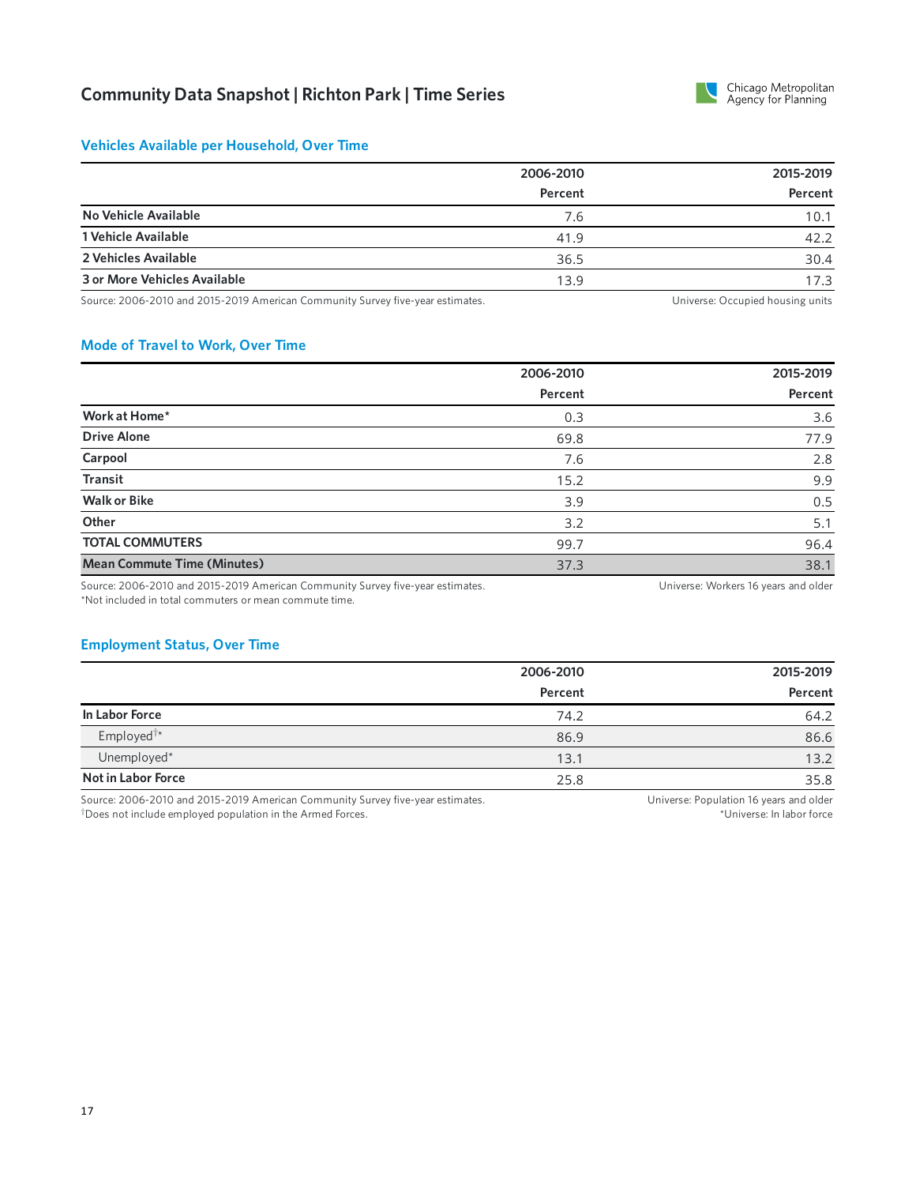# Community Data Snapshot | Richton Park | Time Series

## Vehicles Available per Household, Over Time

| | 2006-2010 Percent | 2015-2019 Percent |
|---|---|---|
| **No Vehicle Available** | 7.6 | 10.1 |
| **1 Vehicle Available** | 41.9 | 42.2 |
| **2 Vehicles Available** | 36.5 | 30.4 |
| **3 or More Vehicles Available** | 13.9 | 17.3 |

Source: 2006-2010 and 2015-2019 American Community Survey five-year estimates.

Universe: Occupied housing units

## Mode of Travel to Work, Over Time

| | 2006-2010 Percent | 2015-2019 Percent |
|---|---|---|
| **Work at Home*** | 0.3 | 3.6 |
| **Drive Alone** | 69.8 | 77.9 |
| **Carpool** | 7.6 | 2.8 |
| **Transit** | 15.2 | 9.9 |
| **Walk or Bike** | 3.9 | 0.5 |
| **Other** | 3.2 | 5.1 |
| **TOTAL COMMUTERS** | 99.7 | 96.4 |
| **Mean Commute Time (Minutes)** | 37.3 | 38.1 |

Source: 2006-2010 and 2015-2019 American Community Survey five-year estimates.

*Not included in total commuters or mean commute time.

Universe: Workers 16 years and older

## Employment Status, Over Time

| | 2006-2010 Percent | 2015-2019 Percent |
|---|---|---|
| **In Labor Force** | 74.2 | 64.2 |
| Employed†* | 86.9 | 86.6 |
| Unemployed* | 13.1 | 13.2 |
| **Not in Labor Force** | 25.8 | 35.8 |

Source: 2006-2010 and 2015-2019 American Community Survey five-year estimates.

†Does not include employed population in the Armed Forces.

Universe: Population 16 years and older

*Universe: In labor force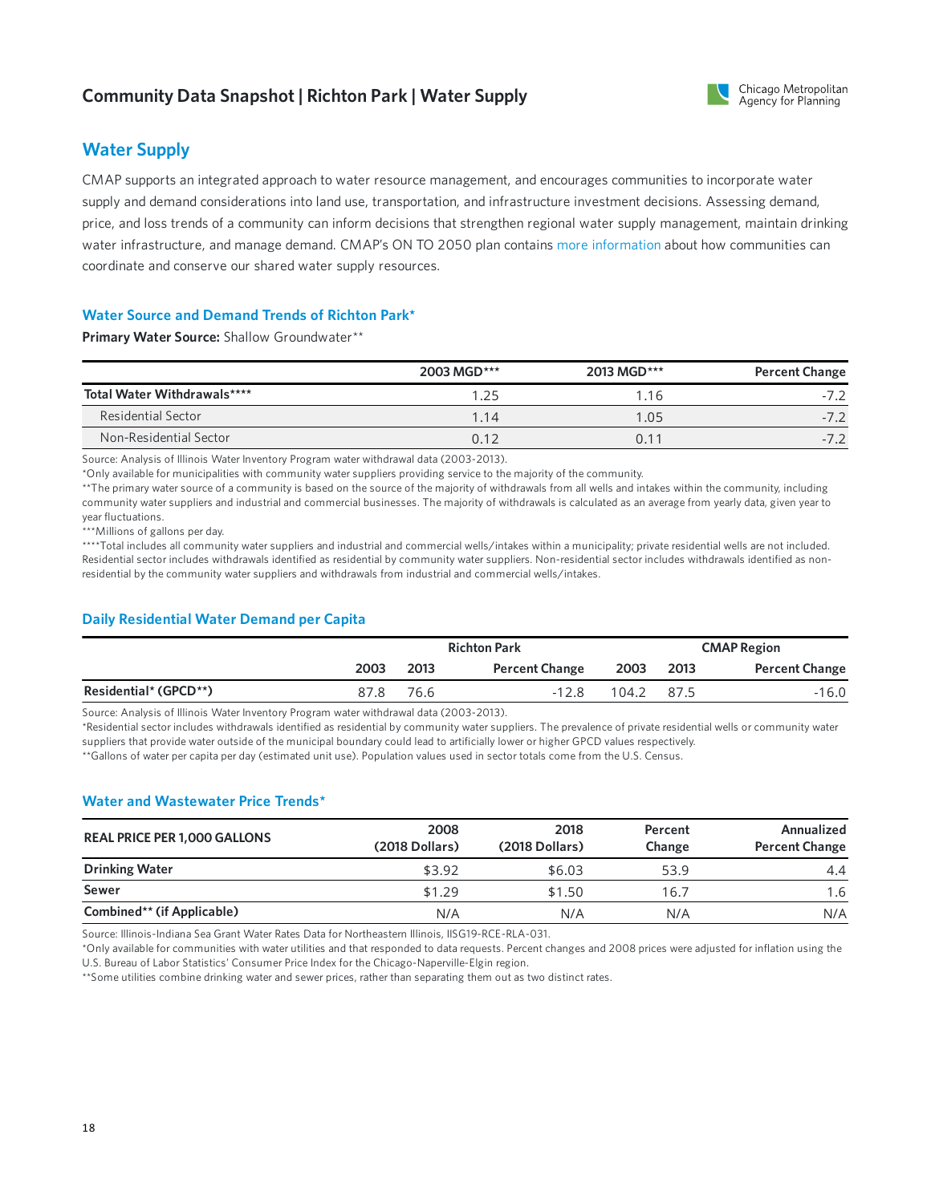# Community Data Snapshot | Richton Park | Water Supply

## Water Supply

CMAP supports an integrated approach to water resource management, and encourages communities to incorporate water supply and demand considerations into land use, transportation, and infrastructure investment decisions. Assessing demand, price, and loss trends of a community can inform decisions that strengthen regional water supply management, maintain drinking water infrastructure, and manage demand. CMAP's ON TO 2050 plan contains more information about how communities can coordinate and conserve our shared water supply resources.

### Water Source and Demand Trends of Richton Park*

**Primary Water Source:** Shallow Groundwater**

| | 2003 MGD*** | 2013 MGD*** | Percent Change |
|---|---|---|---|
| **Total Water Withdrawals******** | 1.25 | 1.16 | -7.2 |
| Residential Sector | 1.14 | 1.05 | -7.2 |
| Non-Residential Sector | 0.12 | 0.11 | -7.2 |

Source: Analysis of Illinois Water Inventory Program water withdrawal data (2003-2013).

*Only available for municipalities with community water suppliers providing service to the majority of the community.

**The primary water source of a community is based on the source of the majority of withdrawals from all wells and intakes within the community, including community water suppliers and industrial and commercial businesses. The majority of withdrawals is calculated as an average from yearly data, given year to year fluctuations.

***Millions of gallons per day.

****Total includes all community water suppliers and industrial and commercial wells/intakes within a municipality; private residential wells are not included. Residential sector includes withdrawals identified as residential by community water suppliers. Non-residential sector includes withdrawals identified as non-residential by the community water suppliers and withdrawals from industrial and commercial wells/intakes.

### Daily Residential Water Demand per Capita

| | Richton Park | | | CMAP Region | | |
|---|---|---|---|---|---|---|
| | 2003 | 2013 | Percent Change | 2003 | 2013 | Percent Change |
| **Residential* (GPCD**)** | 87.8 | 76.6 | -12.8 | 104.2 | 87.5 | -16.0 |

Source: Analysis of Illinois Water Inventory Program water withdrawal data (2003-2013).

*Residential sector includes withdrawals identified as residential by community water suppliers. The prevalence of private residential wells or community water suppliers that provide water outside of the municipal boundary could lead to artificially lower or higher GPCD values respectively.

**Gallons of water per capita per day (estimated unit use). Population values used in sector totals come from the U.S. Census.

### Water and Wastewater Price Trends*

| REAL PRICE PER 1,000 GALLONS | 2008 (2018 Dollars) | 2018 (2018 Dollars) | Percent Change | Annualized Percent Change |
|---|---|---|---|---|
| **Drinking Water** | $3.92 | $6.03 | 53.9 | 4.4 |
| **Sewer** | $1.29 | $1.50 | 16.7 | 1.6 |
| **Combined** (if Applicable)** | N/A | N/A | N/A | N/A |

Source: Illinois-Indiana Sea Grant Water Rates Data for Northeastern Illinois, IISG19-RCE-RLA-031.

*Only available for communities with water utilities and that responded to data requests. Percent changes and 2008 prices were adjusted for inflation using the U.S. Bureau of Labor Statistics' Consumer Price Index for the Chicago-Naperville-Elgin region.

**Some utilities combine drinking water and sewer prices, rather than separating them out as two distinct rates.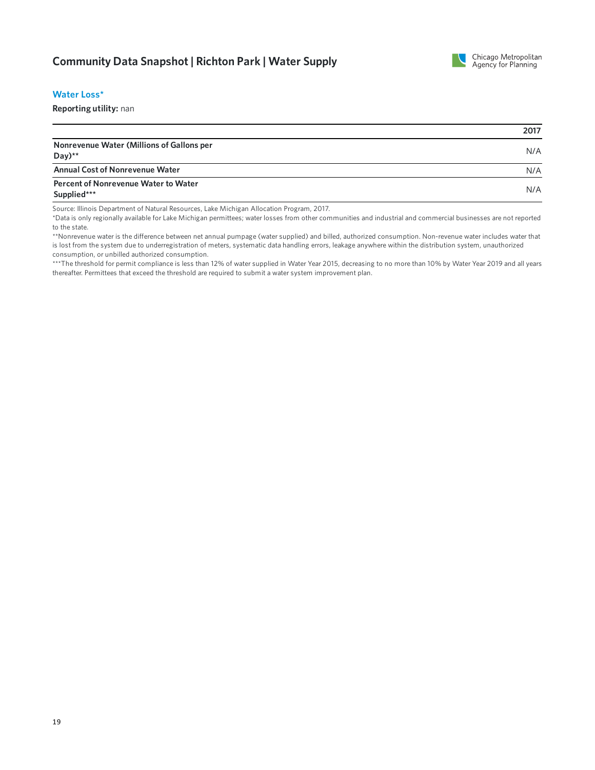# Community Data Snapshot | Richton Park | Water Supply

## Water Loss*

**Reporting utility:** nan

| | 2017 |
|---|---|
| **Nonrevenue Water (Millions of Gallons per Day)**** | N/A |
| **Annual Cost of Nonrevenue Water** | N/A |
| **Percent of Nonrevenue Water to Water Supplied***** | N/A |

Source: Illinois Department of Natural Resources, Lake Michigan Allocation Program, 2017.

*Data is only regionally available for Lake Michigan permittees; water losses from other communities and industrial and commercial businesses are not reported to the state.

**Nonrevenue water is the difference between net annual pumpage (water supplied) and billed, authorized consumption. Non-revenue water includes water that is lost from the system due to underregistration of meters, systematic data handling errors, leakage anywhere within the distribution system, unauthorized consumption, or unbilled authorized consumption.

***The threshold for permit compliance is less than 12% of water supplied in Water Year 2015, decreasing to no more than 10% by Water Year 2019 and all years thereafter. Permittees that exceed the threshold are required to submit a water system improvement plan.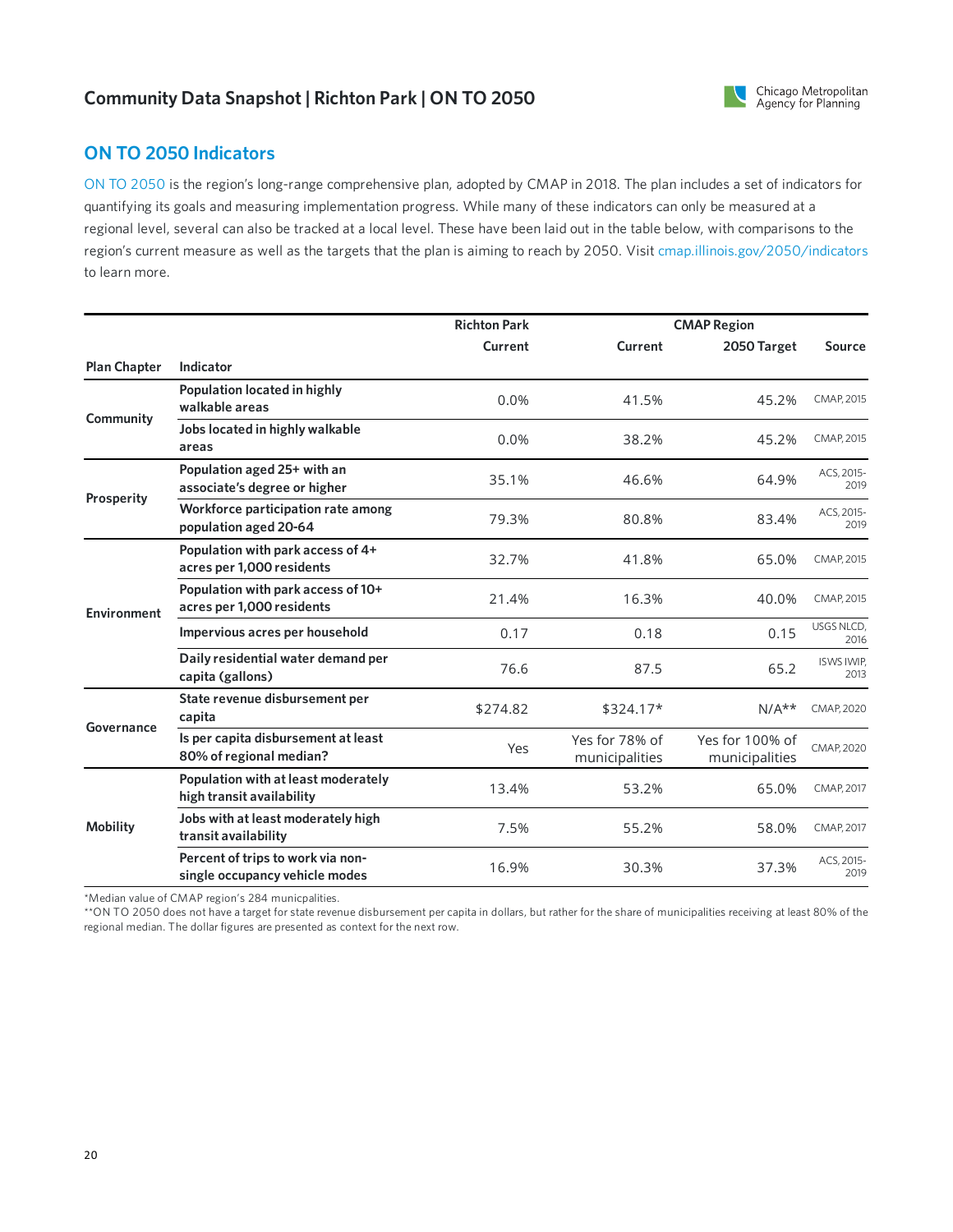## ON TO 2050 Indicators

ON TO 2050 is the region's long-range comprehensive plan, adopted by CMAP in 2018. The plan includes a set of indicators for quantifying its goals and measuring implementation progress. While many of these indicators can only be measured at a regional level, several can also be tracked at a local level. These have been laid out in the table below, with comparisons to the region's current measure as well as the targets that the plan is aiming to reach by 2050. Visit cmap.illinois.gov/2050/indicators to learn more.

| | | Richton Park | CMAP Region | | |
|---|---|---|---|---|---|
| | | Current | Current | 2050 Target | Source |
| **Plan Chapter** | **Indicator** | | | | |
| **Community** | **Population located in highly walkable areas** | 0.0% | 41.5% | 45.2% | CMAP, 2015 |
| | **Jobs located in highly walkable areas** | 0.0% | 38.2% | 45.2% | CMAP, 2015 |
| **Prosperity** | **Population aged 25+ with an associate's degree or higher** | 35.1% | 46.6% | 64.9% | ACS, 2015-2019 |
| | **Workforce participation rate among population aged 20-64** | 79.3% | 80.8% | 83.4% | ACS, 2015-2019 |
| **Environment** | **Population with park access of 4+ acres per 1,000 residents** | 32.7% | 41.8% | 65.0% | CMAP, 2015 |
| | **Population with park access of 10+ acres per 1,000 residents** | 21.4% | 16.3% | 40.0% | CMAP, 2015 |
| | **Impervious acres per household** | 0.17 | 0.18 | 0.15 | USGS NLCD, 2016 |
| | **Daily residential water demand per capita (gallons)** | 76.6 | 87.5 | 65.2 | ISWS IWIP, 2013 |
| **Governance** | **State revenue disbursement per capita** | $274.82 | $324.17* | N/A** | CMAP, 2020 |
| | **Is per capita disbursement at least 80% of regional median?** | Yes | Yes for 78% of municipalities | Yes for 100% of municipalities | CMAP, 2020 |
| **Mobility** | **Population with at least moderately high transit availability** | 13.4% | 53.2% | 65.0% | CMAP, 2017 |
| | **Jobs with at least moderately high transit availability** | 7.5% | 55.2% | 58.0% | CMAP, 2017 |
| | **Percent of trips to work via non-single occupancy vehicle modes** | 16.9% | 30.3% | 37.3% | ACS, 2015-2019 |

*Median value of CMAP region's 284 municpalities.

**ON TO 2050 does not have a target for state revenue disbursement per capita in dollars, but rather for the share of municipalities receiving at least 80% of the regional median. The dollar figures are presented as context for the next row.